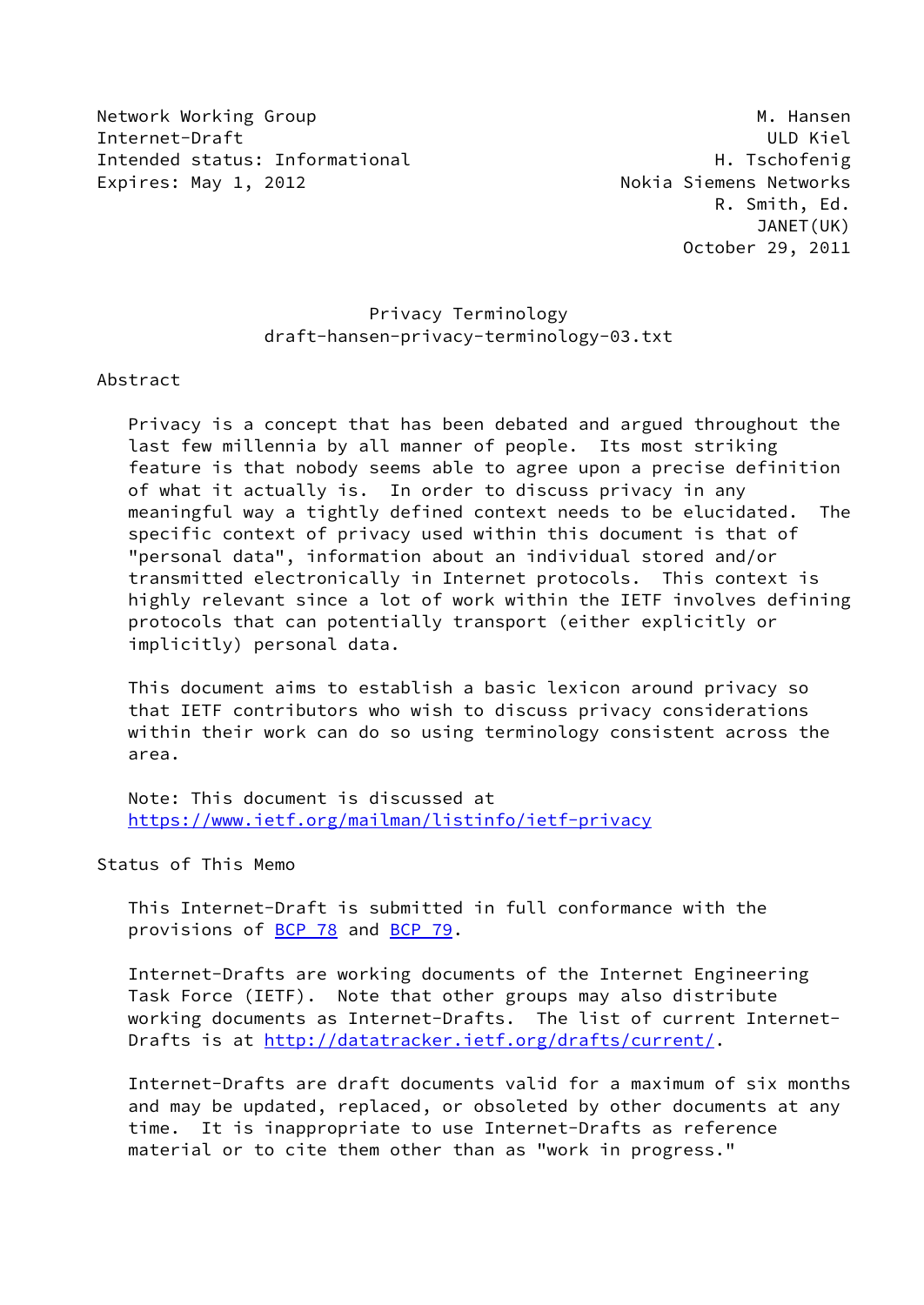Network Working Group M. Hansen
Internet-Draft ULD Kiel
Intended status: Informational H. Tschofenig
Expires: May 1, 2012 Nokia Siemens Networks
R. Smith, Ed.
JANET(UK)
October 29, 2011

# Privacy Terminology
## draft-hansen-privacy-terminology-03.txt

## Abstract

Privacy is a concept that has been debated and argued throughout the last few millennia by all manner of people. Its most striking feature is that nobody seems able to agree upon a precise definition of what it actually is. In order to discuss privacy in any meaningful way a tightly defined context needs to be elucidated. The specific context of privacy used within this document is that of "personal data", information about an individual stored and/or transmitted electronically in Internet protocols. This context is highly relevant since a lot of work within the IETF involves defining protocols that can potentially transport (either explicitly or implicitly) personal data.

This document aims to establish a basic lexicon around privacy so that IETF contributors who wish to discuss privacy considerations within their work can do so using terminology consistent across the area.

Note: This document is discussed at https://www.ietf.org/mailman/listinfo/ietf-privacy

## Status of This Memo

This Internet-Draft is submitted in full conformance with the provisions of BCP 78 and BCP 79.

Internet-Drafts are working documents of the Internet Engineering Task Force (IETF). Note that other groups may also distribute working documents as Internet-Drafts. The list of current Internet-Drafts is at http://datatracker.ietf.org/drafts/current/.

Internet-Drafts are draft documents valid for a maximum of six months and may be updated, replaced, or obsoleted by other documents at any time. It is inappropriate to use Internet-Drafts as reference material or to cite them other than as "work in progress."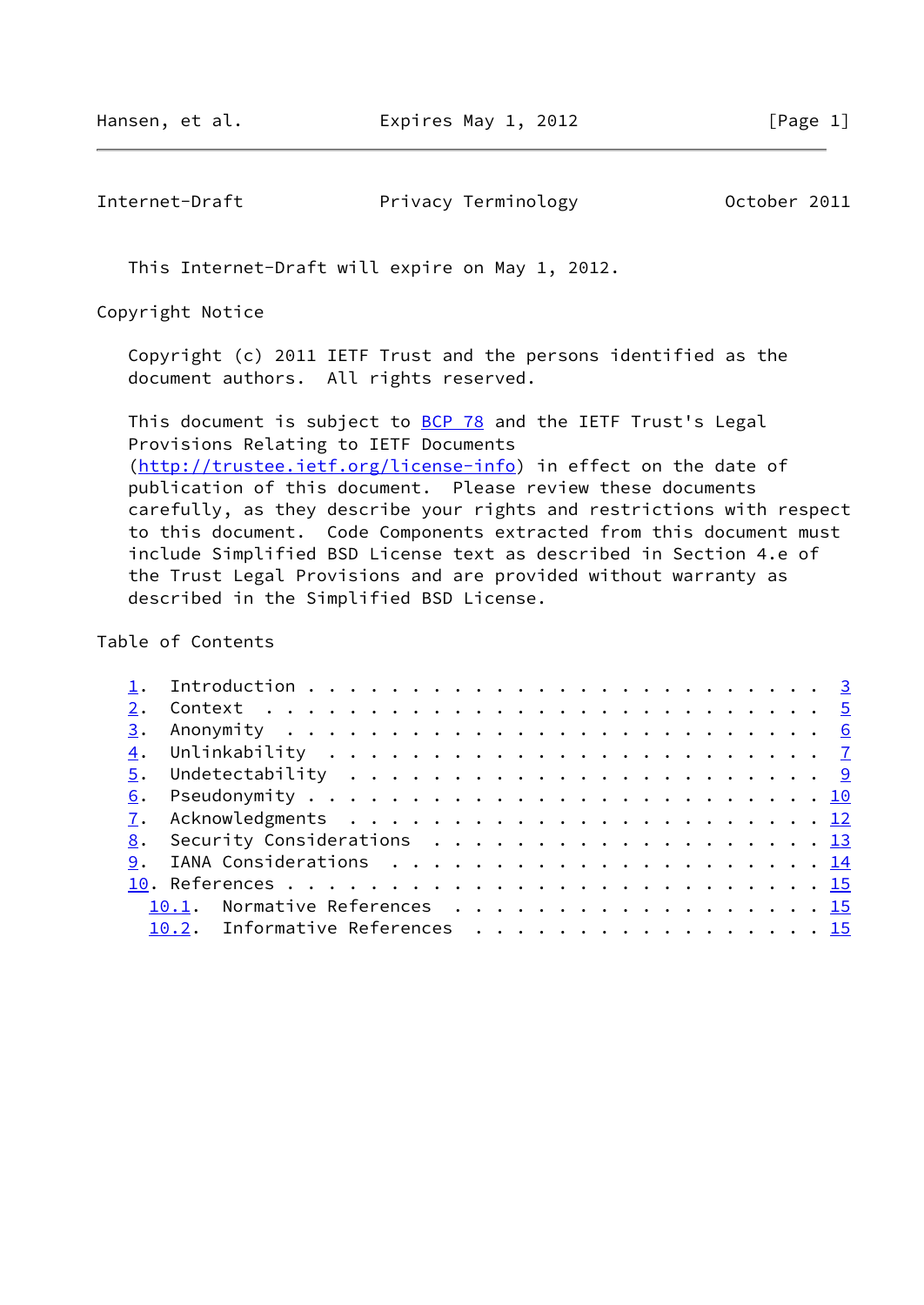This Internet-Draft will expire on May 1, 2012.

## Copyright Notice

Copyright (c) 2011 IETF Trust and the persons identified as the document authors. All rights reserved.

This document is subject to BCP 78 and the IETF Trust's Legal Provisions Relating to IETF Documents (http://trustee.ietf.org/license-info) in effect on the date of publication of this document. Please review these documents carefully, as they describe your rights and restrictions with respect to this document. Code Components extracted from this document must include Simplified BSD License text as described in Section 4.e of the Trust Legal Provisions and are provided without warranty as described in the Simplified BSD License.

## Table of Contents

```
   1.  Introduction . . . . . . . . . . . . . . . . . . . . . . . .  3
   2.  Context  . . . . . . . . . . . . . . . . . . . . . . . . . .  5
   3.  Anonymity  . . . . . . . . . . . . . . . . . . . . . . . . .  6
   4.  Unlinkability  . . . . . . . . . . . . . . . . . . . . . . .  7
   5.  Undetectability  . . . . . . . . . . . . . . . . . . . . . .  9
   6.  Pseudonymity . . . . . . . . . . . . . . . . . . . . . . . . 10
   7.  Acknowledgments  . . . . . . . . . . . . . . . . . . . . . . 12
   8.  Security Considerations  . . . . . . . . . . . . . . . . . . 13
   9.  IANA Considerations  . . . . . . . . . . . . . . . . . . . . 14
   10. References . . . . . . . . . . . . . . . . . . . . . . . . . 15
     10.1.  Normative References  . . . . . . . . . . . . . . . . . 15
     10.2.  Informative References  . . . . . . . . . . . . . . . . 15
```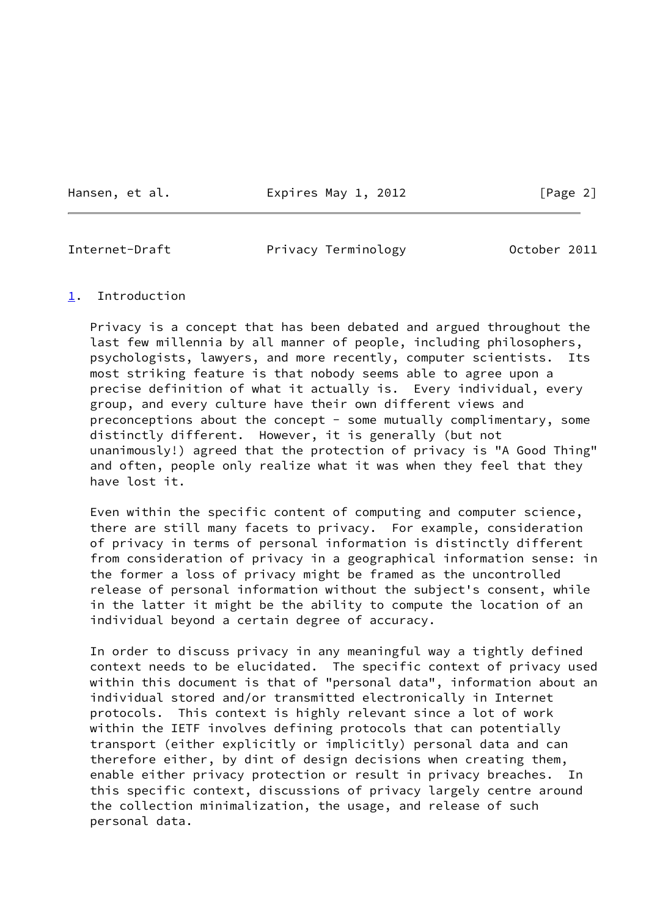## 1. Introduction

Privacy is a concept that has been debated and argued throughout the last few millennia by all manner of people, including philosophers, psychologists, lawyers, and more recently, computer scientists. Its most striking feature is that nobody seems able to agree upon a precise definition of what it actually is. Every individual, every group, and every culture have their own different views and preconceptions about the concept - some mutually complimentary, some distinctly different. However, it is generally (but not unanimously!) agreed that the protection of privacy is "A Good Thing" and often, people only realize what it was when they feel that they have lost it.

Even within the specific content of computing and computer science, there are still many facets to privacy. For example, consideration of privacy in terms of personal information is distinctly different from consideration of privacy in a geographical information sense: in the former a loss of privacy might be framed as the uncontrolled release of personal information without the subject's consent, while in the latter it might be the ability to compute the location of an individual beyond a certain degree of accuracy.

In order to discuss privacy in any meaningful way a tightly defined context needs to be elucidated. The specific context of privacy used within this document is that of "personal data", information about an individual stored and/or transmitted electronically in Internet protocols. This context is highly relevant since a lot of work within the IETF involves defining protocols that can potentially transport (either explicitly or implicitly) personal data and can therefore either, by dint of design decisions when creating them, enable either privacy protection or result in privacy breaches. In this specific context, discussions of privacy largely centre around the collection minimalization, the usage, and release of such personal data.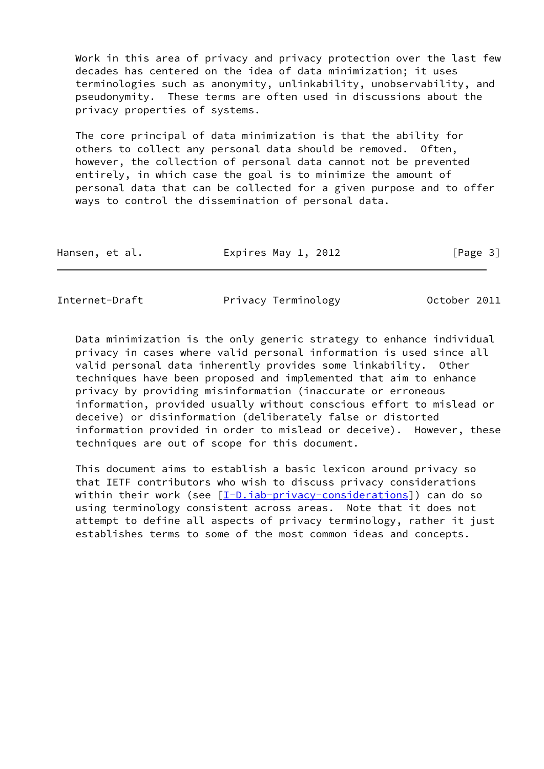Work in this area of privacy and privacy protection over the last few decades has centered on the idea of data minimization; it uses terminologies such as anonymity, unlinkability, unobservability, and pseudonymity. These terms are often used in discussions about the privacy properties of systems.

The core principal of data minimization is that the ability for others to collect any personal data should be removed. Often, however, the collection of personal data cannot not be prevented entirely, in which case the goal is to minimize the amount of personal data that can be collected for a given purpose and to offer ways to control the dissemination of personal data.

Data minimization is the only generic strategy to enhance individual privacy in cases where valid personal information is used since all valid personal data inherently provides some linkability. Other techniques have been proposed and implemented that aim to enhance privacy by providing misinformation (inaccurate or erroneous information, provided usually without conscious effort to mislead or deceive) or disinformation (deliberately false or distorted information provided in order to mislead or deceive). However, these techniques are out of scope for this document.

This document aims to establish a basic lexicon around privacy so that IETF contributors who wish to discuss privacy considerations within their work (see [I-D.iab-privacy-considerations]) can do so using terminology consistent across areas. Note that it does not attempt to define all aspects of privacy terminology, rather it just establishes terms to some of the most common ideas and concepts.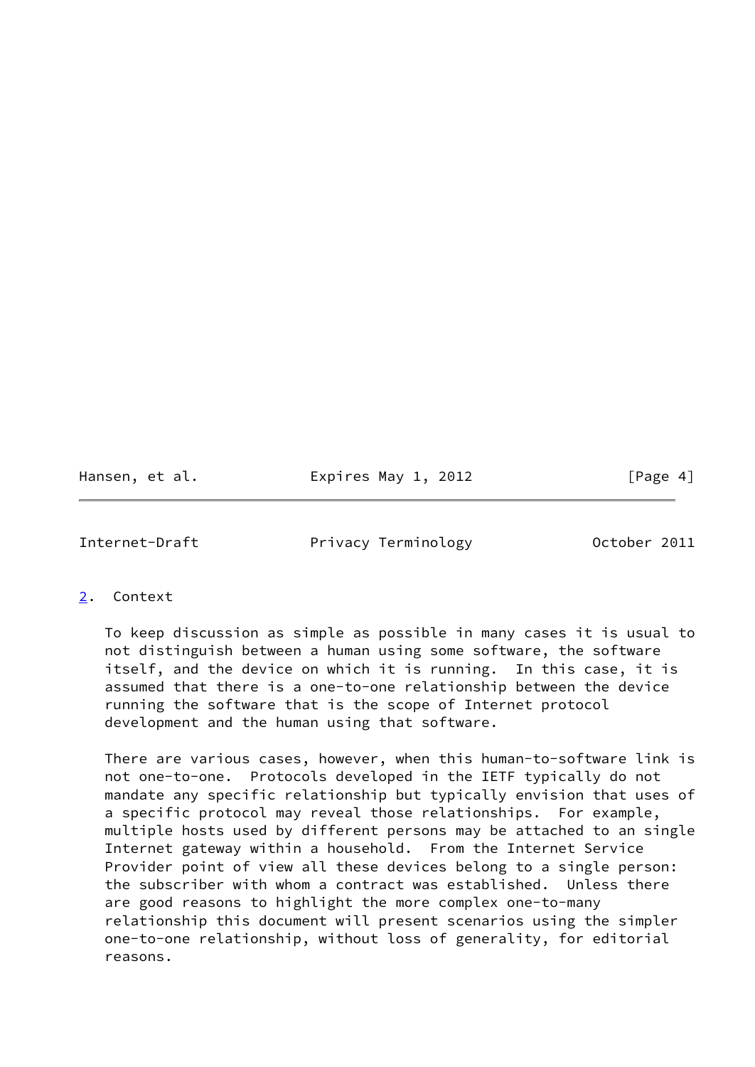## 2. Context

To keep discussion as simple as possible in many cases it is usual to not distinguish between a human using some software, the software itself, and the device on which it is running. In this case, it is assumed that there is a one-to-one relationship between the device running the software that is the scope of Internet protocol development and the human using that software.

There are various cases, however, when this human-to-software link is not one-to-one. Protocols developed in the IETF typically do not mandate any specific relationship but typically envision that uses of a specific protocol may reveal those relationships. For example, multiple hosts used by different persons may be attached to an single Internet gateway within a household. From the Internet Service Provider point of view all these devices belong to a single person: the subscriber with whom a contract was established. Unless there are good reasons to highlight the more complex one-to-many relationship this document will present scenarios using the simpler one-to-one relationship, without loss of generality, for editorial reasons.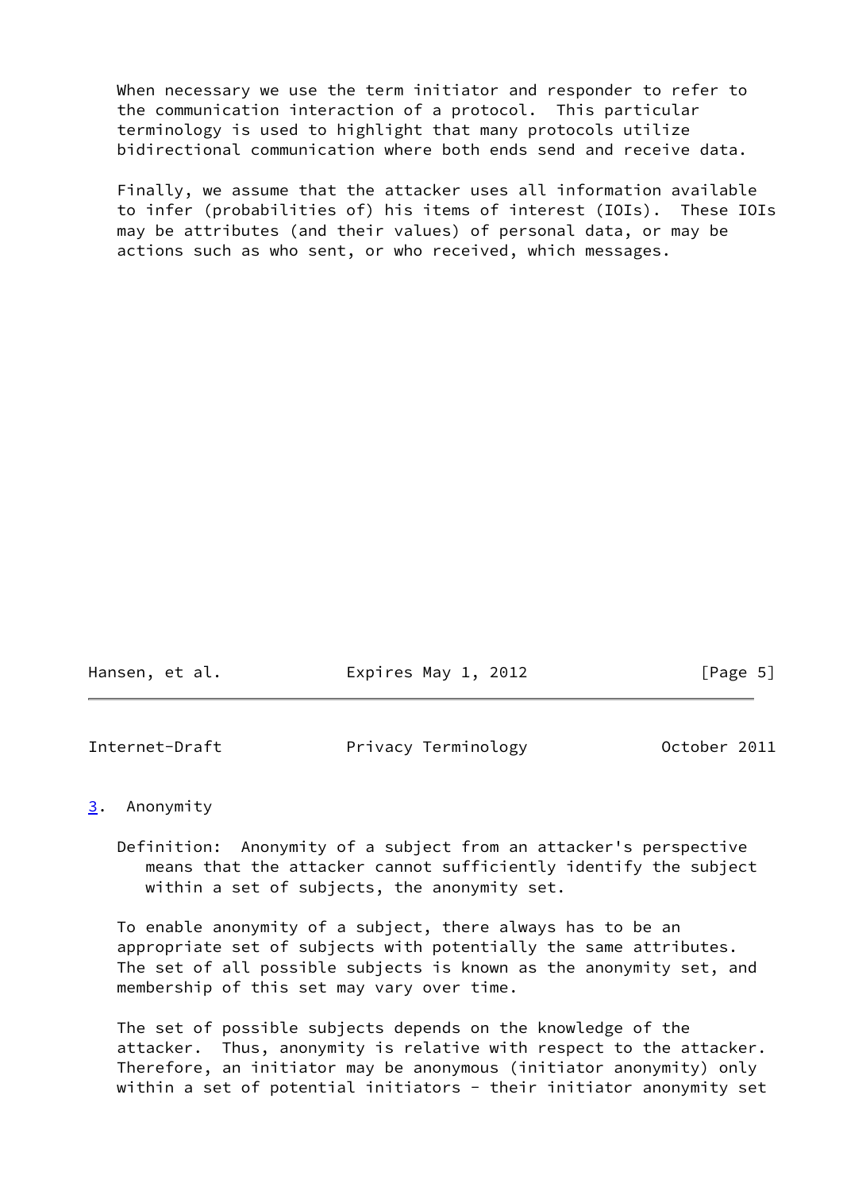When necessary we use the term initiator and responder to refer to the communication interaction of a protocol. This particular terminology is used to highlight that many protocols utilize bidirectional communication where both ends send and receive data.

Finally, we assume that the attacker uses all information available to infer (probabilities of) his items of interest (IOIs). These IOIs may be attributes (and their values) of personal data, or may be actions such as who sent, or who received, which messages.

## 3. Anonymity

Definition: Anonymity of a subject from an attacker's perspective means that the attacker cannot sufficiently identify the subject within a set of subjects, the anonymity set.

To enable anonymity of a subject, there always has to be an appropriate set of subjects with potentially the same attributes. The set of all possible subjects is known as the anonymity set, and membership of this set may vary over time.

The set of possible subjects depends on the knowledge of the attacker. Thus, anonymity is relative with respect to the attacker. Therefore, an initiator may be anonymous (initiator anonymity) only within a set of potential initiators - their initiator anonymity set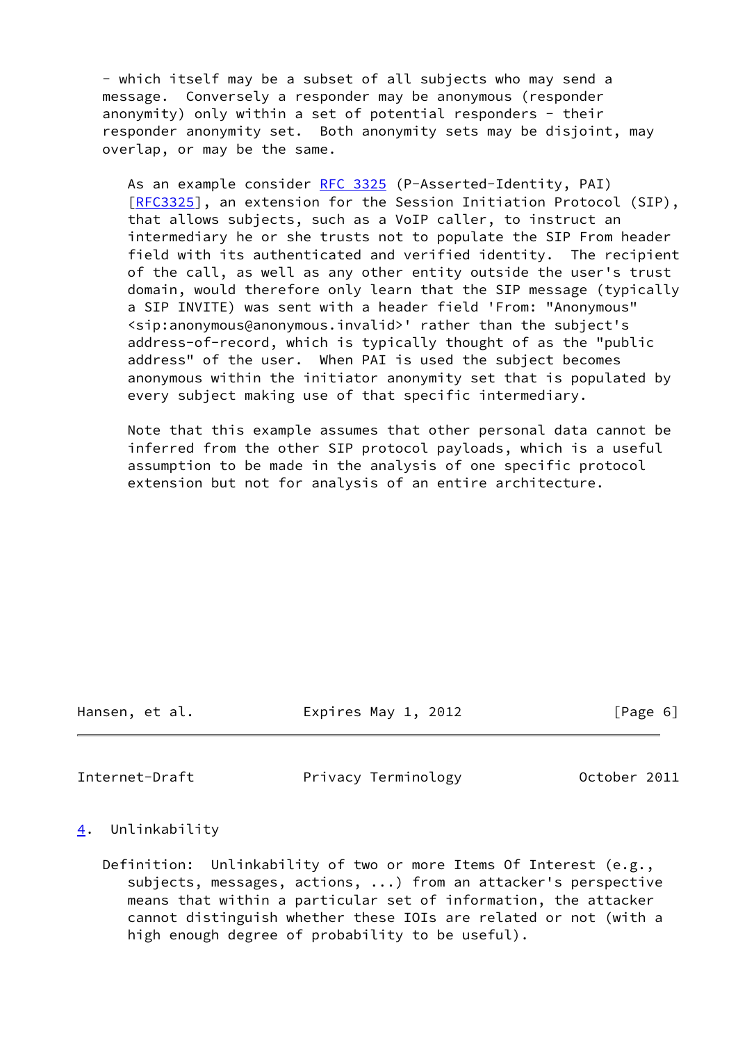- which itself may be a subset of all subjects who may send a message. Conversely a responder may be anonymous (responder anonymity) only within a set of potential responders - their responder anonymity set. Both anonymity sets may be disjoint, may overlap, or may be the same.

As an example consider RFC 3325 (P-Asserted-Identity, PAI) [RFC3325], an extension for the Session Initiation Protocol (SIP), that allows subjects, such as a VoIP caller, to instruct an intermediary he or she trusts not to populate the SIP From header field with its authenticated and verified identity. The recipient of the call, as well as any other entity outside the user's trust domain, would therefore only learn that the SIP message (typically a SIP INVITE) was sent with a header field 'From: "Anonymous" <sip:anonymous@anonymous.invalid>' rather than the subject's address-of-record, which is typically thought of as the "public address" of the user. When PAI is used the subject becomes anonymous within the initiator anonymity set that is populated by every subject making use of that specific intermediary.

Note that this example assumes that other personal data cannot be inferred from the other SIP protocol payloads, which is a useful assumption to be made in the analysis of one specific protocol extension but not for analysis of an entire architecture.

## 4. Unlinkability

Definition: Unlinkability of two or more Items Of Interest (e.g., subjects, messages, actions, ...) from an attacker's perspective means that within a particular set of information, the attacker cannot distinguish whether these IOIs are related or not (with a high enough degree of probability to be useful).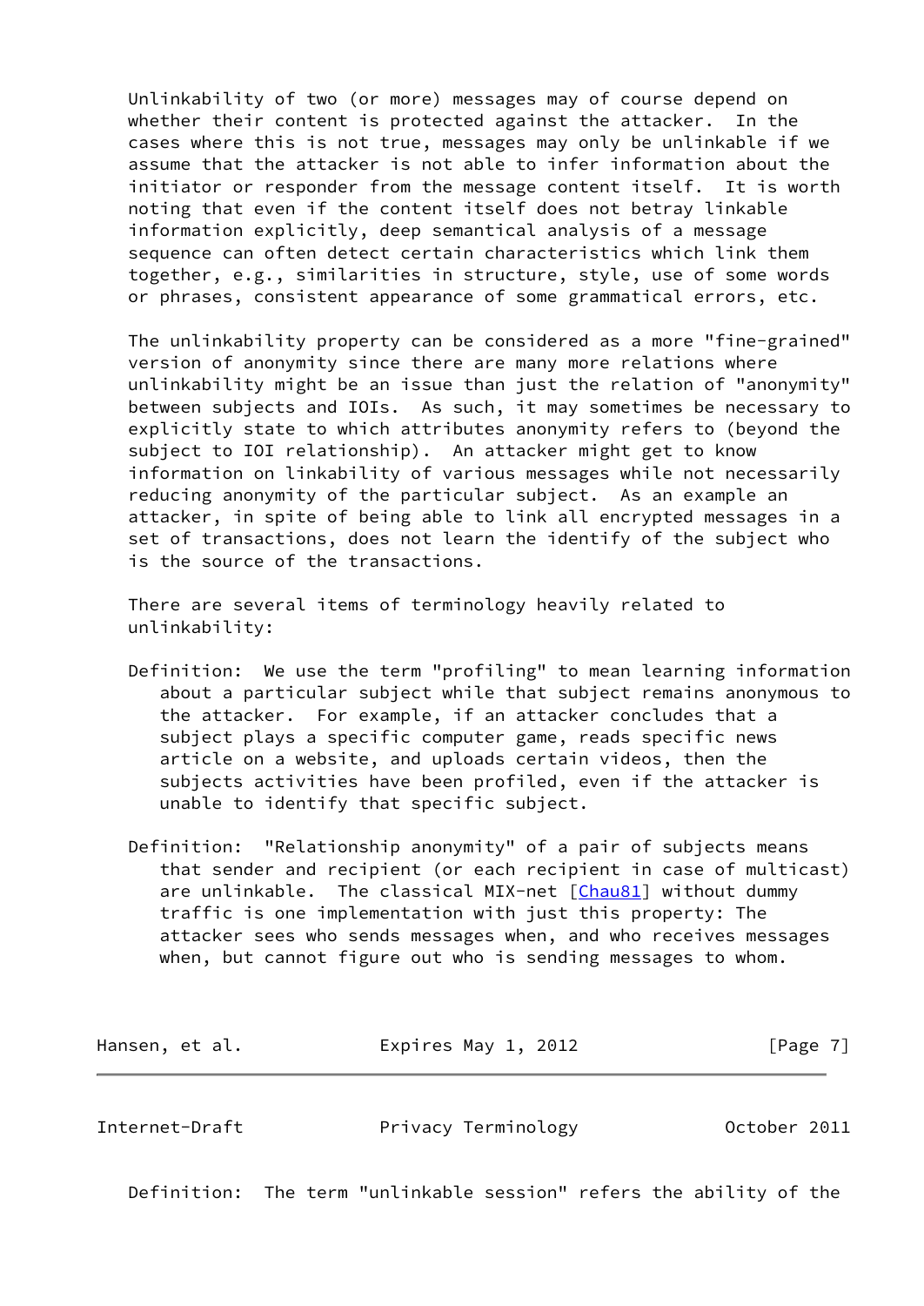Unlinkability of two (or more) messages may of course depend on whether their content is protected against the attacker. In the cases where this is not true, messages may only be unlinkable if we assume that the attacker is not able to infer information about the initiator or responder from the message content itself. It is worth noting that even if the content itself does not betray linkable information explicitly, deep semantical analysis of a message sequence can often detect certain characteristics which link them together, e.g., similarities in structure, style, use of some words or phrases, consistent appearance of some grammatical errors, etc.

The unlinkability property can be considered as a more "fine-grained" version of anonymity since there are many more relations where unlinkability might be an issue than just the relation of "anonymity" between subjects and IOIs. As such, it may sometimes be necessary to explicitly state to which attributes anonymity refers to (beyond the subject to IOI relationship). An attacker might get to know information on linkability of various messages while not necessarily reducing anonymity of the particular subject. As an example an attacker, in spite of being able to link all encrypted messages in a set of transactions, does not learn the identify of the subject who is the source of the transactions.

There are several items of terminology heavily related to unlinkability:

Definition: We use the term "profiling" to mean learning information about a particular subject while that subject remains anonymous to the attacker. For example, if an attacker concludes that a subject plays a specific computer game, reads specific news article on a website, and uploads certain videos, then the subjects activities have been profiled, even if the attacker is unable to identify that specific subject.

Definition: "Relationship anonymity" of a pair of subjects means that sender and recipient (or each recipient in case of multicast) are unlinkable. The classical MIX-net [Chau81] without dummy traffic is one implementation with just this property: The attacker sees who sends messages when, and who receives messages when, but cannot figure out who is sending messages to whom.

Definition: The term "unlinkable session" refers the ability of the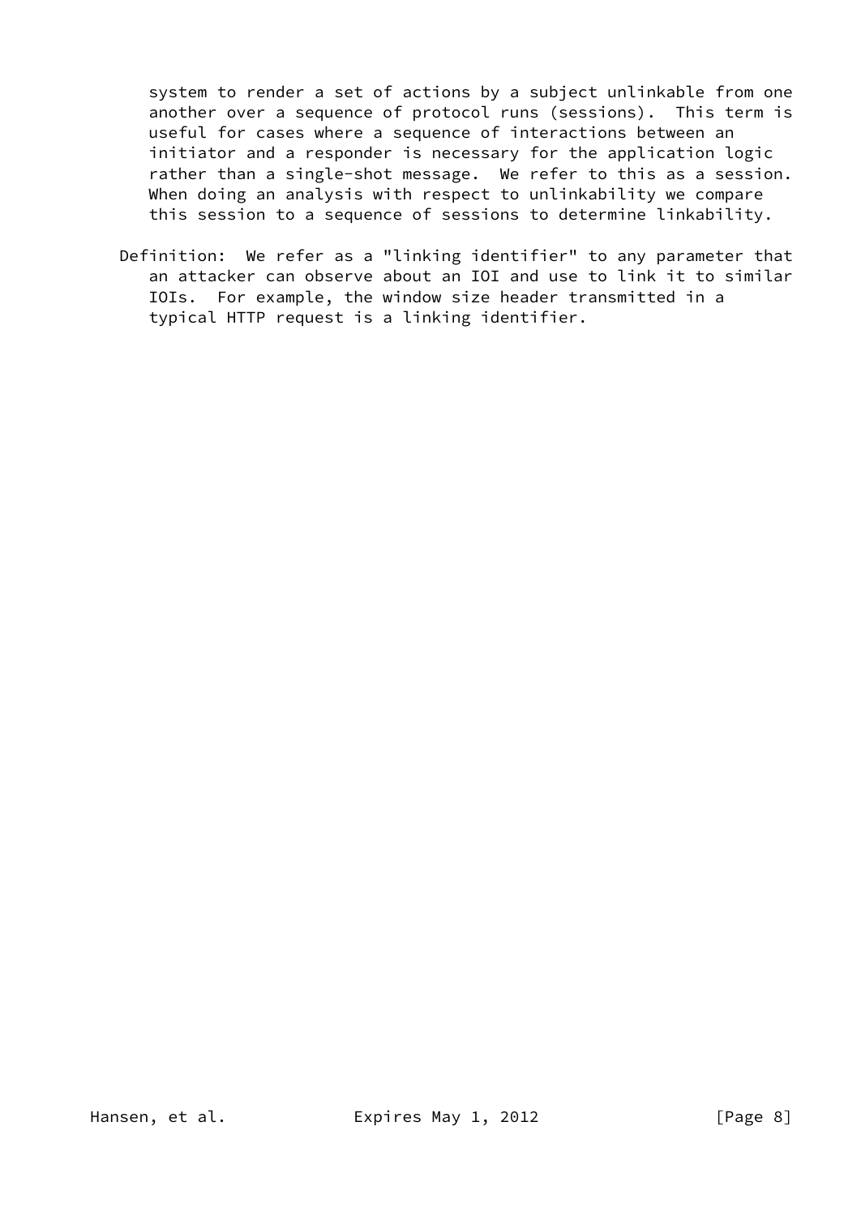system to render a set of actions by a subject unlinkable from one another over a sequence of protocol runs (sessions). This term is useful for cases where a sequence of interactions between an initiator and a responder is necessary for the application logic rather than a single-shot message. We refer to this as a session. When doing an analysis with respect to unlinkability we compare this session to a sequence of sessions to determine linkability.

Definition: We refer as a "linking identifier" to any parameter that an attacker can observe about an IOI and use to link it to similar IOIs. For example, the window size header transmitted in a typical HTTP request is a linking identifier.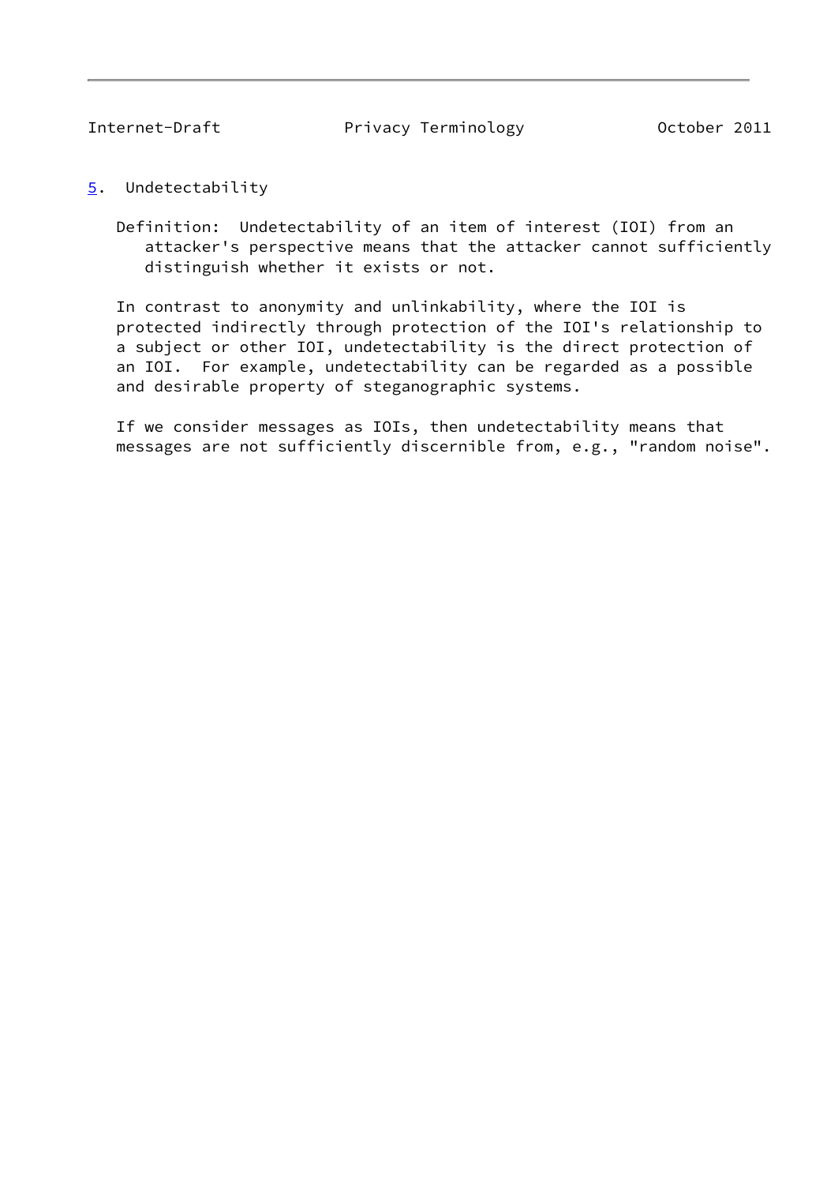## 5. Undetectability

Definition: Undetectability of an item of interest (IOI) from an attacker's perspective means that the attacker cannot sufficiently distinguish whether it exists or not.

In contrast to anonymity and unlinkability, where the IOI is protected indirectly through protection of the IOI's relationship to a subject or other IOI, undetectability is the direct protection of an IOI. For example, undetectability can be regarded as a possible and desirable property of steganographic systems.

If we consider messages as IOIs, then undetectability means that messages are not sufficiently discernible from, e.g., "random noise".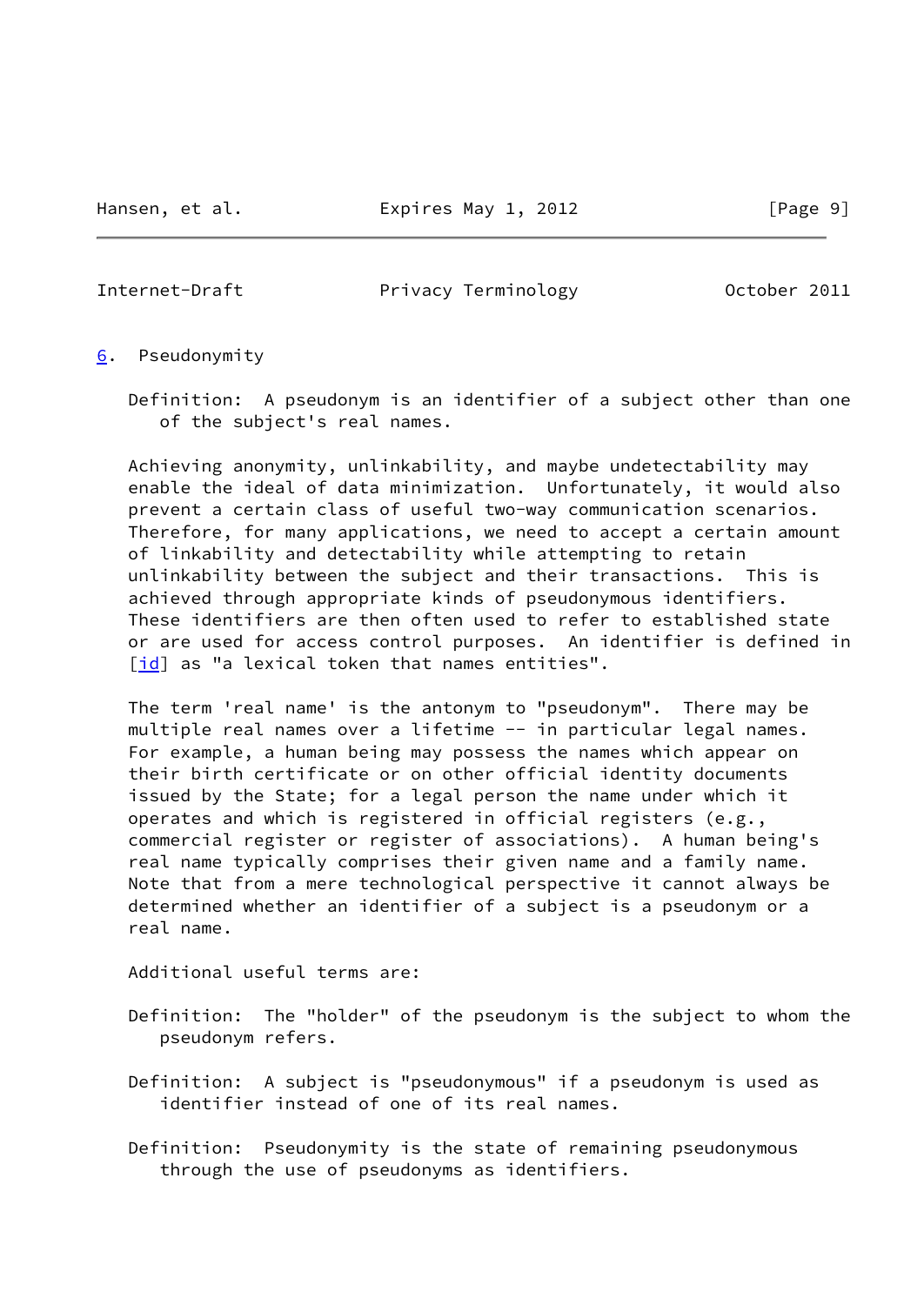## 6. Pseudonymity

Definition: A pseudonym is an identifier of a subject other than one of the subject's real names.

Achieving anonymity, unlinkability, and maybe undetectability may enable the ideal of data minimization. Unfortunately, it would also prevent a certain class of useful two-way communication scenarios. Therefore, for many applications, we need to accept a certain amount of linkability and detectability while attempting to retain unlinkability between the subject and their transactions. This is achieved through appropriate kinds of pseudonymous identifiers. These identifiers are then often used to refer to established state or are used for access control purposes. An identifier is defined in [id] as "a lexical token that names entities".

The term 'real name' is the antonym to "pseudonym". There may be multiple real names over a lifetime -- in particular legal names. For example, a human being may possess the names which appear on their birth certificate or on other official identity documents issued by the State; for a legal person the name under which it operates and which is registered in official registers (e.g., commercial register or register of associations). A human being's real name typically comprises their given name and a family name. Note that from a mere technological perspective it cannot always be determined whether an identifier of a subject is a pseudonym or a real name.

Additional useful terms are:

Definition: The "holder" of the pseudonym is the subject to whom the pseudonym refers.

Definition: A subject is "pseudonymous" if a pseudonym is used as identifier instead of one of its real names.

Definition: Pseudonymity is the state of remaining pseudonymous through the use of pseudonyms as identifiers.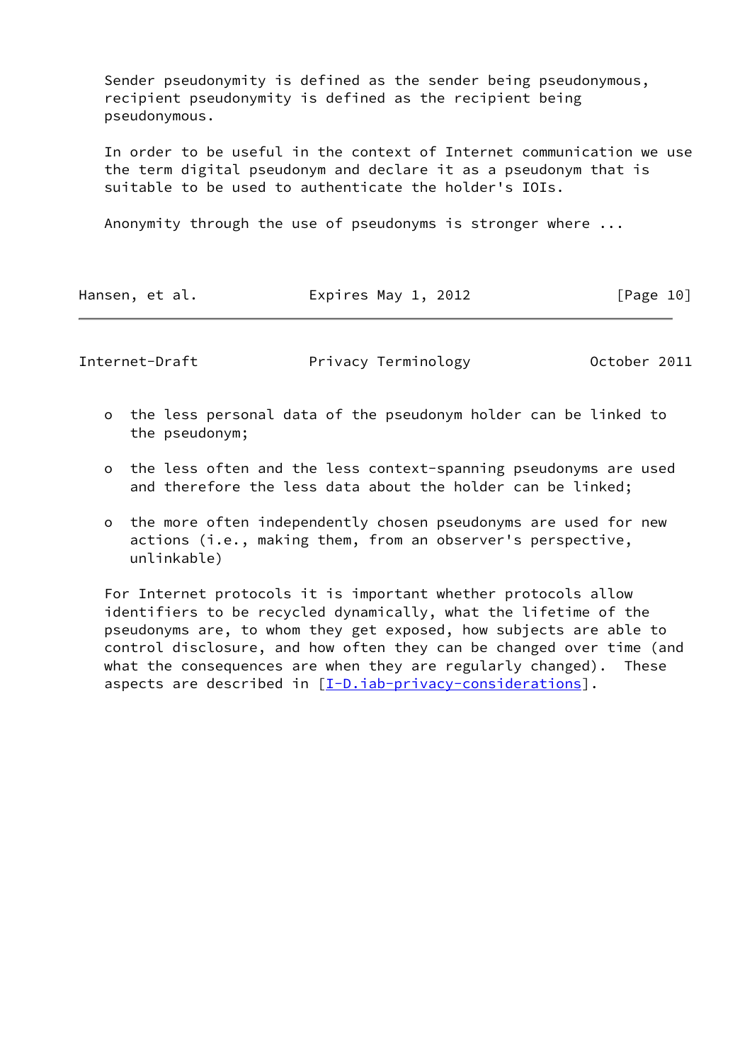Sender pseudonymity is defined as the sender being pseudonymous, recipient pseudonymity is defined as the recipient being pseudonymous.

In order to be useful in the context of Internet communication we use the term digital pseudonym and declare it as a pseudonym that is suitable to be used to authenticate the holder's IOIs.

Anonymity through the use of pseudonyms is stronger where ...

- the less personal data of the pseudonym holder can be linked to the pseudonym;

- the less often and the less context-spanning pseudonyms are used and therefore the less data about the holder can be linked;

- the more often independently chosen pseudonyms are used for new actions (i.e., making them, from an observer's perspective, unlinkable)

For Internet protocols it is important whether protocols allow identifiers to be recycled dynamically, what the lifetime of the pseudonyms are, to whom they get exposed, how subjects are able to control disclosure, and how often they can be changed over time (and what the consequences are when they are regularly changed). These aspects are described in [I-D.iab-privacy-considerations].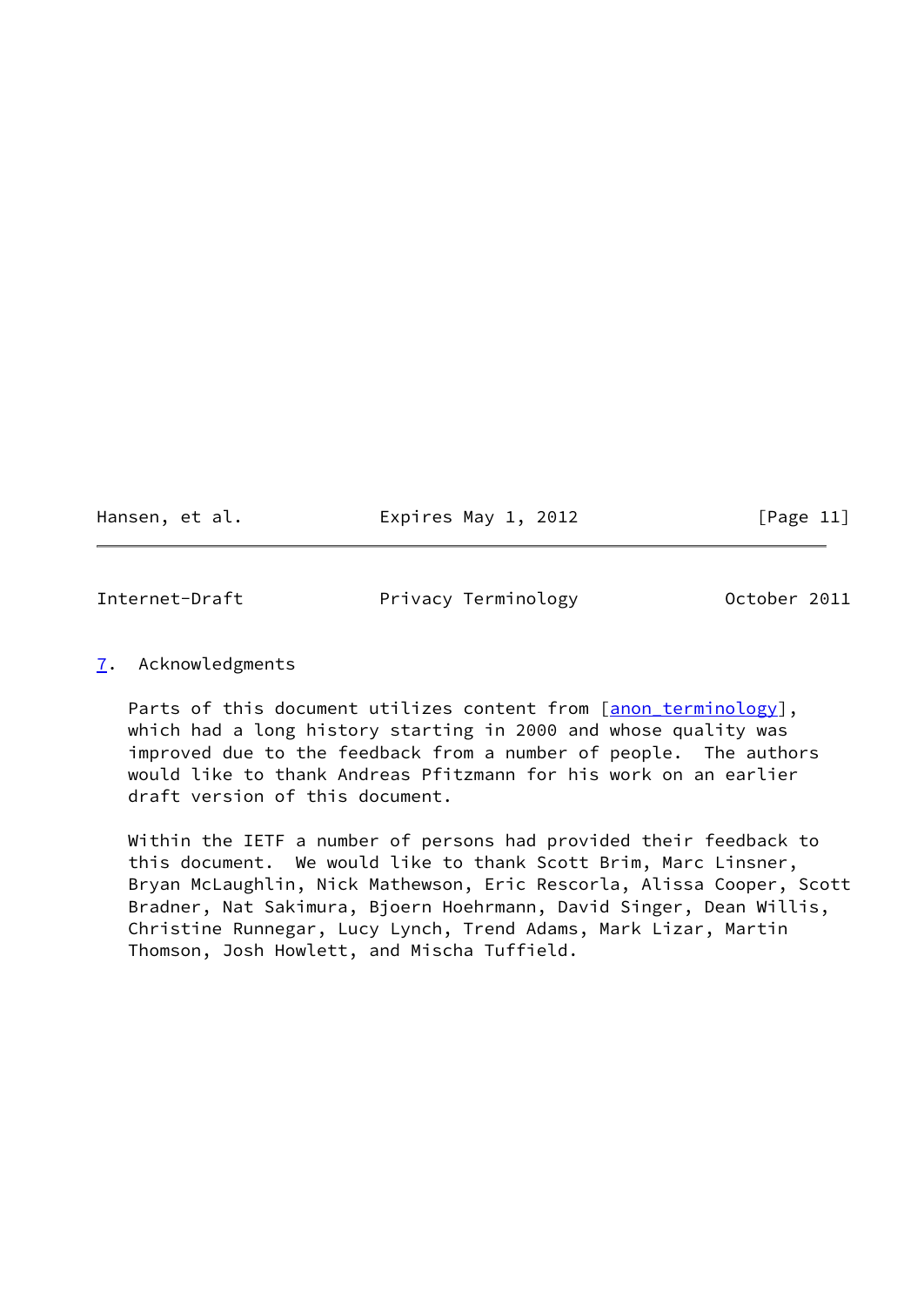## 7. Acknowledgments

Parts of this document utilizes content from [anon_terminology], which had a long history starting in 2000 and whose quality was improved due to the feedback from a number of people. The authors would like to thank Andreas Pfitzmann for his work on an earlier draft version of this document.

Within the IETF a number of persons had provided their feedback to this document. We would like to thank Scott Brim, Marc Linsner, Bryan McLaughlin, Nick Mathewson, Eric Rescorla, Alissa Cooper, Scott Bradner, Nat Sakimura, Bjoern Hoehrmann, David Singer, Dean Willis, Christine Runnegar, Lucy Lynch, Trend Adams, Mark Lizar, Martin Thomson, Josh Howlett, and Mischa Tuffield.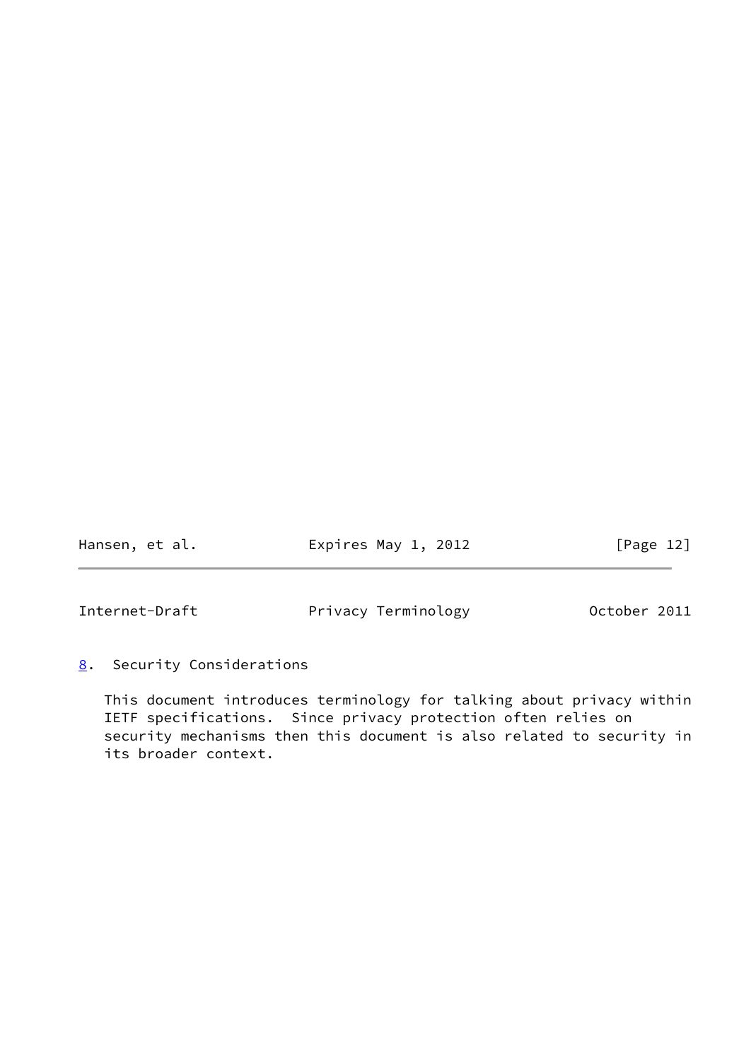## 8. Security Considerations

This document introduces terminology for talking about privacy within IETF specifications. Since privacy protection often relies on security mechanisms then this document is also related to security in its broader context.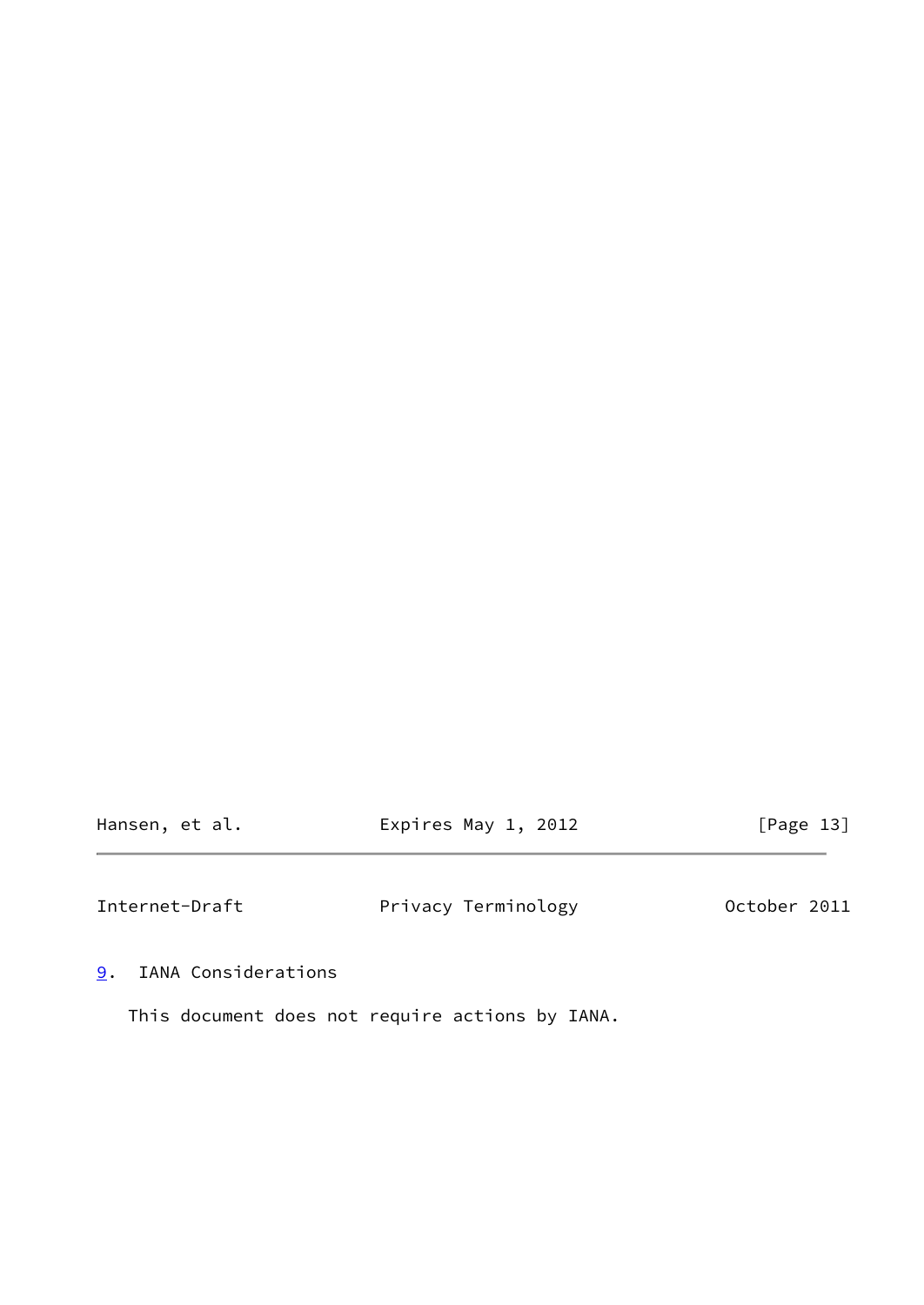## 9. IANA Considerations

This document does not require actions by IANA.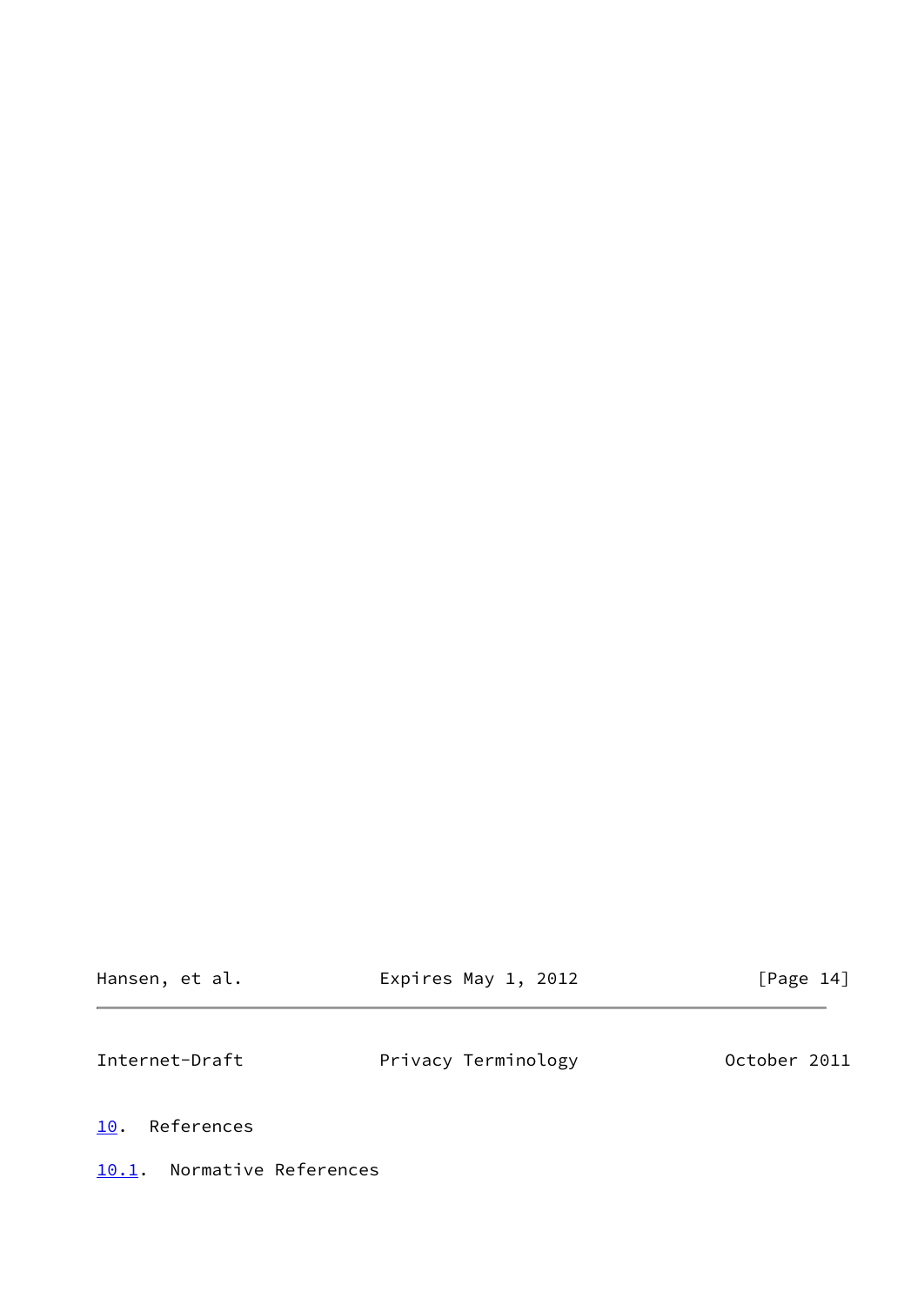## 10. References

### 10.1. Normative References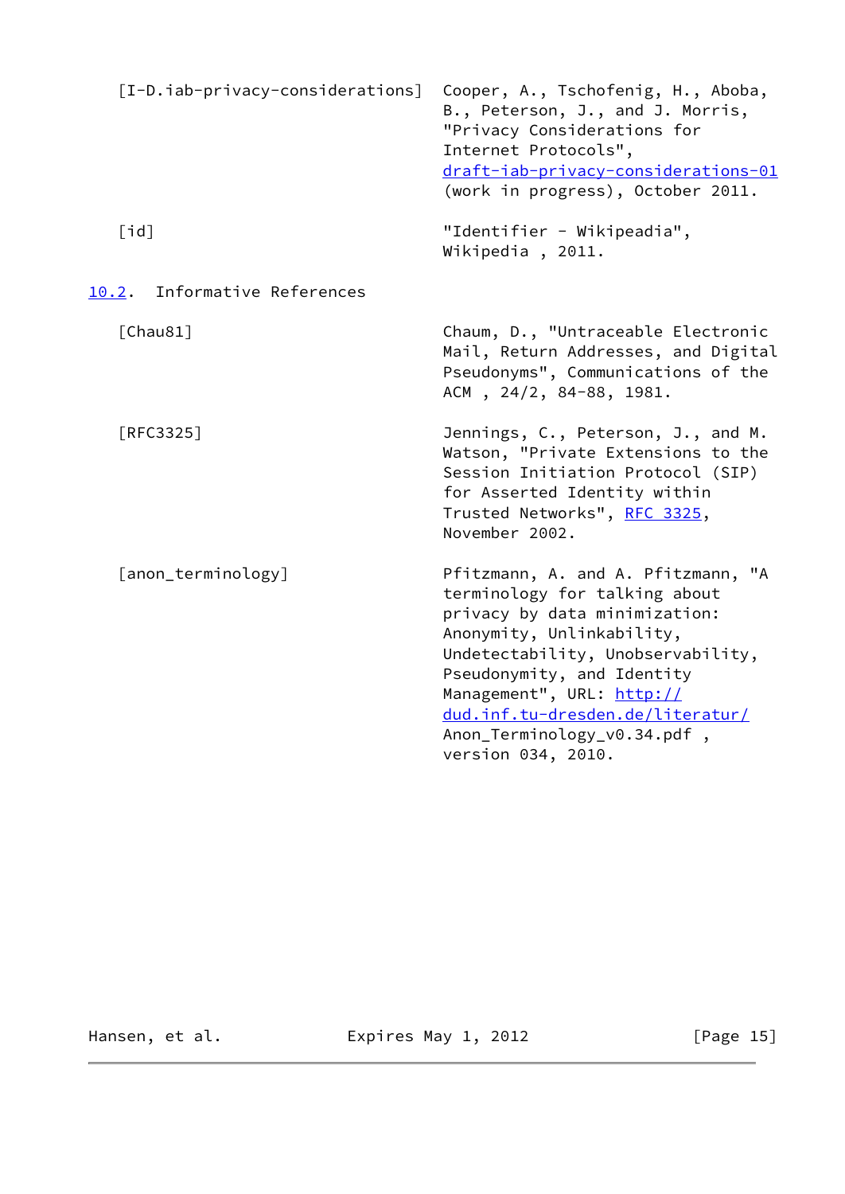[I-D.iab-privacy-considerations] Cooper, A., Tschofenig, H., Aboba, B., Peterson, J., and J. Morris, "Privacy Considerations for Internet Protocols", draft-iab-privacy-considerations-01 (work in progress), October 2011.

[id] "Identifier - Wikipeadia", Wikipedia , 2011.

## 10.2. Informative References

[Chau81] Chaum, D., "Untraceable Electronic Mail, Return Addresses, and Digital Pseudonyms", Communications of the ACM , 24/2, 84-88, 1981.

[RFC3325] Jennings, C., Peterson, J., and M. Watson, "Private Extensions to the Session Initiation Protocol (SIP) for Asserted Identity within Trusted Networks", RFC 3325, November 2002.

[anon_terminology] Pfitzmann, A. and A. Pfitzmann, "A terminology for talking about privacy by data minimization: Anonymity, Unlinkability, Undetectability, Unobservability, Pseudonymity, and Identity Management", URL: http://dud.inf.tu-dresden.de/literatur/Anon_Terminology_v0.34.pdf , version 034, 2010.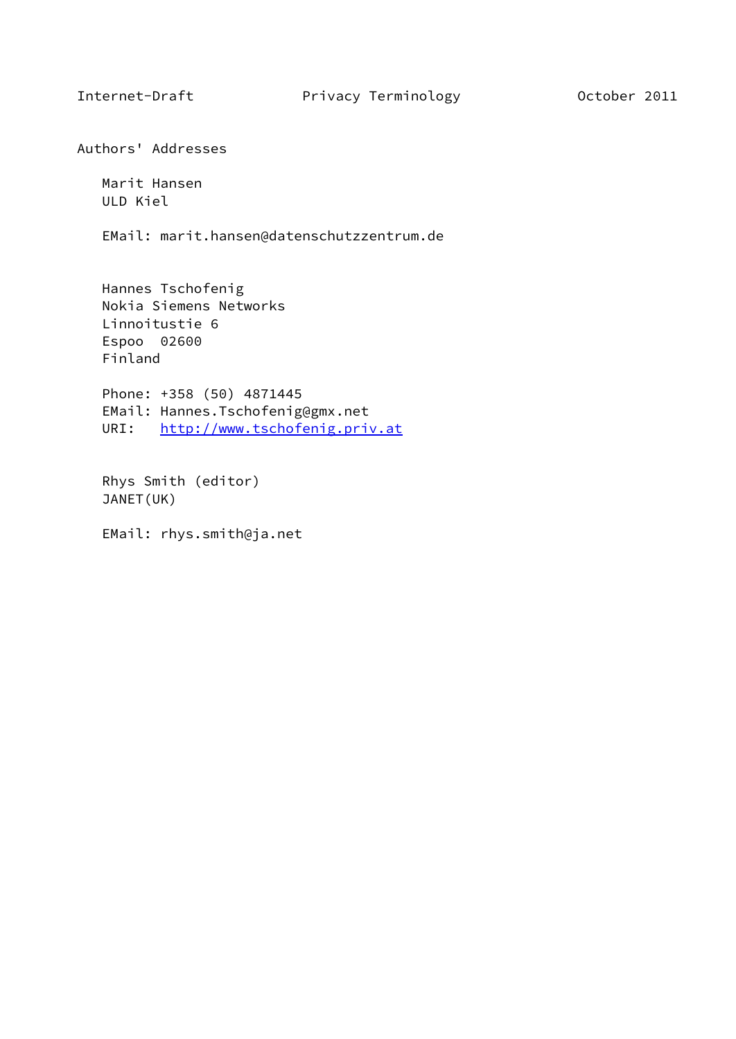## Authors' Addresses

Marit Hansen
ULD Kiel

EMail: marit.hansen@datenschutzzentrum.de

Hannes Tschofenig
Nokia Siemens Networks
Linnoitustie 6
Espoo  02600
Finland

Phone: +358 (50) 4871445
EMail: Hannes.Tschofenig@gmx.net
URI:   http://www.tschofenig.priv.at

Rhys Smith (editor)
JANET(UK)

EMail: rhys.smith@ja.net